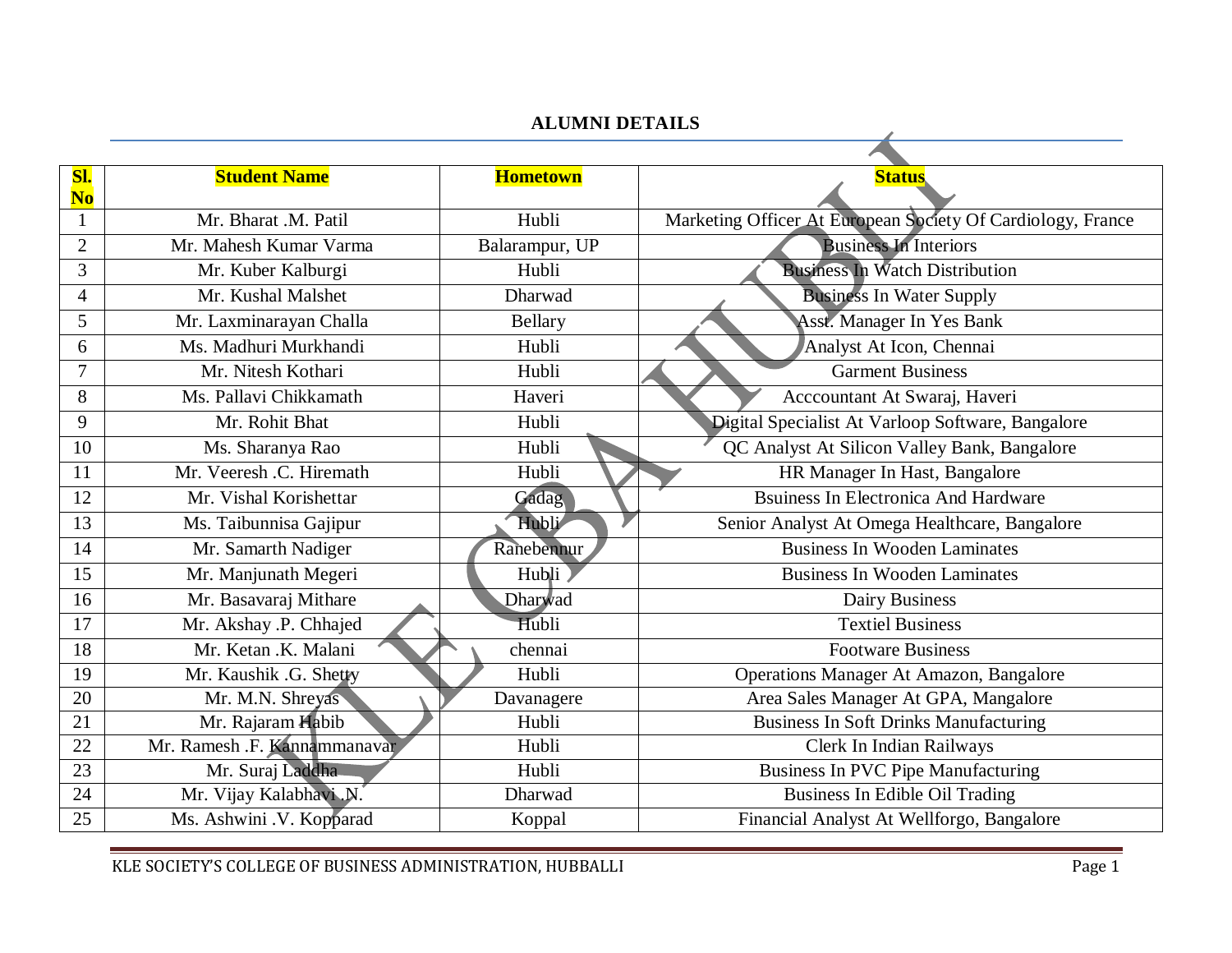# ALUMNI DETAILS

| Sl. No | Student Name | Hometown | Status |
|---|---|---|---|
| 1 | Mr. Bharat .M. Patil | Hubli | Marketing Officer At European Society Of Cardiology, France |
| 2 | Mr. Mahesh Kumar Varma | Balarampur, UP | Business In Interiors |
| 3 | Mr. Kuber Kalburgi | Hubli | Business In Watch Distribution |
| 4 | Mr. Kushal Malshet | Dharwad | Business In Water Supply |
| 5 | Mr. Laxminarayan Challa | Bellary | Asst. Manager In Yes Bank |
| 6 | Ms. Madhuri Murkhandi | Hubli | Analyst At Icon, Chennai |
| 7 | Mr. Nitesh Kothari | Hubli | Garment Business |
| 8 | Ms. Pallavi Chikkamath | Haveri | Acccountant At Swaraj, Haveri |
| 9 | Mr. Rohit Bhat | Hubli | Digital Specialist At Varloop Software, Bangalore |
| 10 | Ms. Sharanya Rao | Hubli | QC Analyst At Silicon Valley Bank, Bangalore |
| 11 | Mr. Veeresh .C. Hiremath | Hubli | HR Manager In Hast, Bangalore |
| 12 | Mr. Vishal Korishettar | Gadag | Bsuiness In Electronica And Hardware |
| 13 | Ms. Taibunnisa Gajipur | Hubli | Senior Analyst At Omega Healthcare, Bangalore |
| 14 | Mr. Samarth Nadiger | Ranebennur | Business In Wooden Laminates |
| 15 | Mr. Manjunath Megeri | Hubli | Business In Wooden Laminates |
| 16 | Mr. Basavaraj Mithare | Dharwad | Dairy Business |
| 17 | Mr. Akshay .P. Chhajed | Hubli | Textiel Business |
| 18 | Mr. Ketan .K. Malani | chennai | Footware Business |
| 19 | Mr. Kaushik .G. Shetty | Hubli | Operations Manager At Amazon, Bangalore |
| 20 | Mr. M.N. Shreyas | Davanagere | Area Sales Manager At GPA, Mangalore |
| 21 | Mr. Rajaram Habib | Hubli | Business In Soft Drinks Manufacturing |
| 22 | Mr. Ramesh .F. Kannammanavar | Hubli | Clerk In Indian Railways |
| 23 | Mr. Suraj Laddha | Hubli | Business In PVC Pipe Manufacturing |
| 24 | Mr. Vijay Kalabhavi .N. | Dharwad | Business In Edible Oil Trading |
| 25 | Ms. Ashwini .V. Kopparad | Koppal | Financial Analyst At Wellforgo, Bangalore |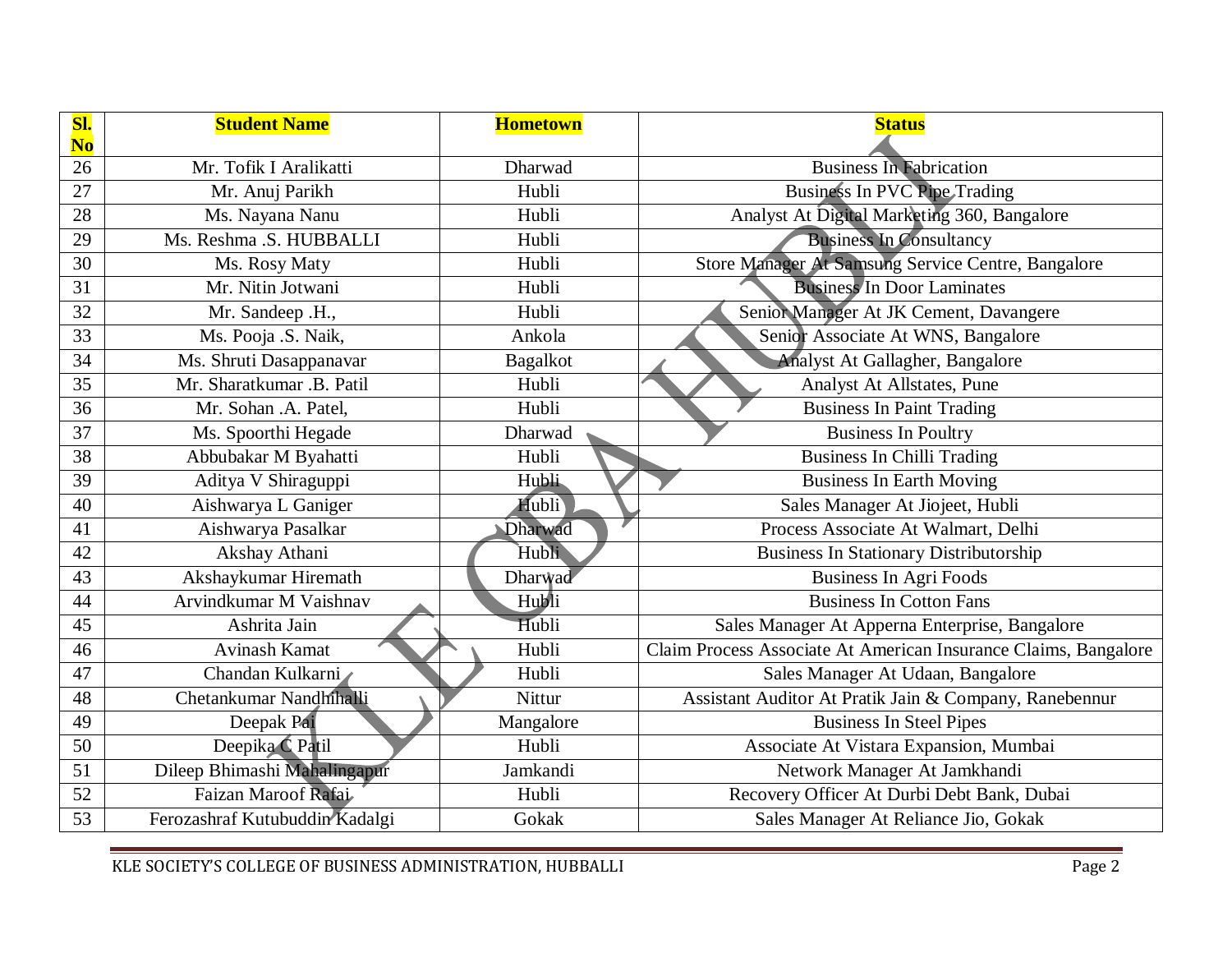| Sl. No | Student Name | Hometown | Status |
|---|---|---|---|
| 26 | Mr. Tofik I Aralikatti | Dharwad | Business In Fabrication |
| 27 | Mr. Anuj Parikh | Hubli | Business In PVC Pipe Trading |
| 28 | Ms. Nayana Nanu | Hubli | Analyst At Digital Marketing 360, Bangalore |
| 29 | Ms. Reshma .S. HUBBALLI | Hubli | Business In Consultancy |
| 30 | Ms. Rosy Maty | Hubli | Store Manager At Samsung Service Centre, Bangalore |
| 31 | Mr. Nitin Jotwani | Hubli | Business In Door Laminates |
| 32 | Mr. Sandeep .H., | Hubli | Senior Manager At JK Cement, Davangere |
| 33 | Ms. Pooja .S. Naik, | Ankola | Senior Associate At WNS, Bangalore |
| 34 | Ms. Shruti Dasappanavar | Bagalkot | Analyst At Gallagher, Bangalore |
| 35 | Mr. Sharatkumar .B. Patil | Hubli | Analyst At Allstates, Pune |
| 36 | Mr. Sohan .A. Patel, | Hubli | Business In Paint Trading |
| 37 | Ms. Spoorthi Hegade | Dharwad | Business In Poultry |
| 38 | Abbubakar M Byahatti | Hubli | Business In Chilli Trading |
| 39 | Aditya V Shiraguppi | Hubli | Business In Earth Moving |
| 40 | Aishwarya L Ganiger | Hubli | Sales Manager At Jiojeet, Hubli |
| 41 | Aishwarya Pasalkar | Dharwad | Process Associate At Walmart, Delhi |
| 42 | Akshay Athani | Hubli | Business In Stationary Distributorship |
| 43 | Akshaykumar Hiremath | Dharwad | Business In Agri Foods |
| 44 | Arvindkumar M Vaishnav | Hubli | Business In Cotton Fans |
| 45 | Ashrita Jain | Hubli | Sales Manager At Apperna Enterprise, Bangalore |
| 46 | Avinash Kamat | Hubli | Claim Process Associate At American Insurance Claims, Bangalore |
| 47 | Chandan Kulkarni | Hubli | Sales Manager At Udaan, Bangalore |
| 48 | Chetankumar Nandhihalli | Nittur | Assistant Auditor At Pratik Jain & Company, Ranebennur |
| 49 | Deepak Pai | Mangalore | Business In Steel Pipes |
| 50 | Deepika C Patil | Hubli | Associate At Vistara Expansion, Mumbai |
| 51 | Dileep Bhimashi Mahalingapur | Jamkandi | Network Manager At Jamkhandi |
| 52 | Faizan Maroof Rafai | Hubli | Recovery Officer At Durbi Debt Bank, Dubai |
| 53 | Ferozashraf Kutubuddin Kadalgi | Gokak | Sales Manager At Reliance Jio, Gokak |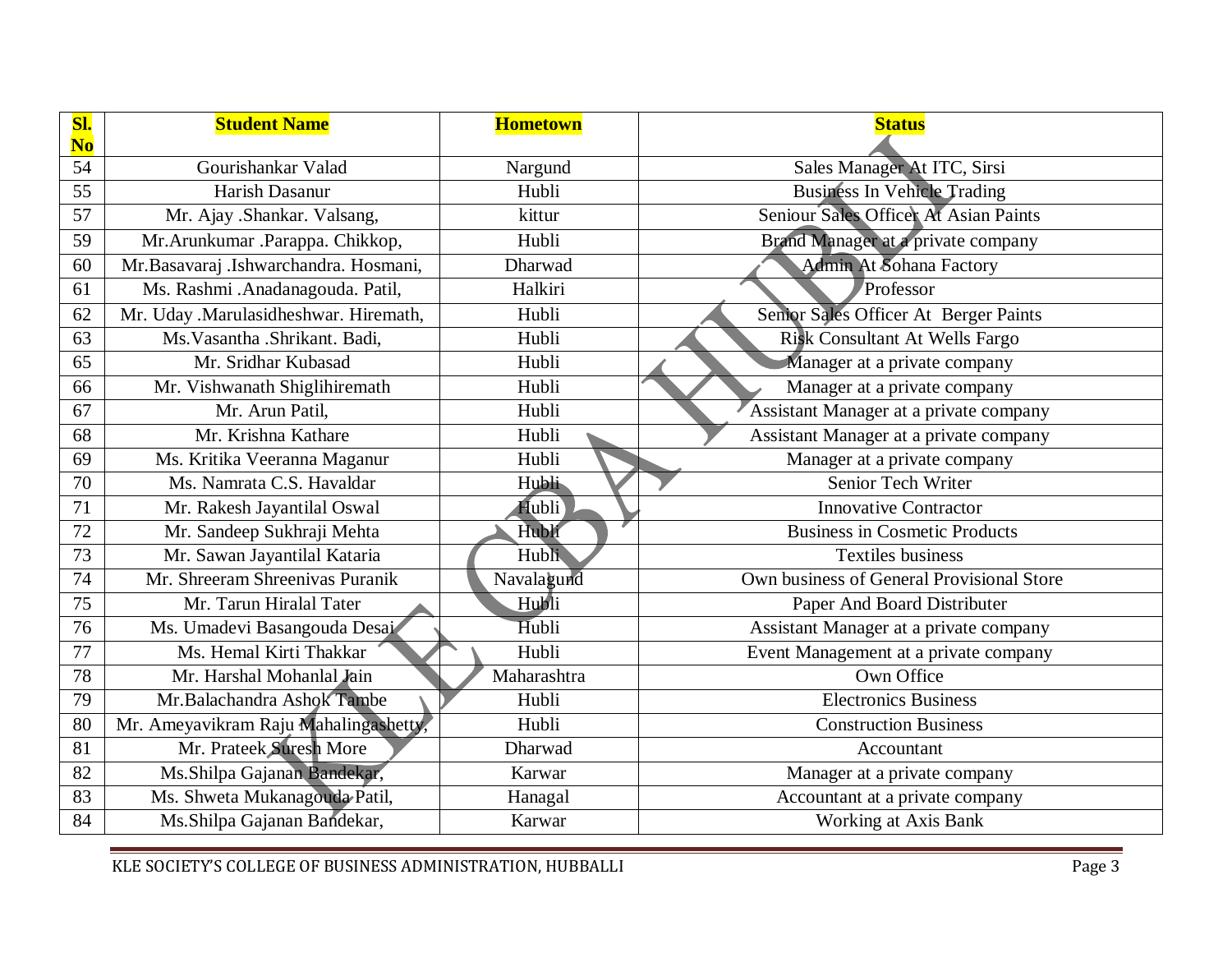| Sl. No | Student Name | Hometown | Status |
|---|---|---|---|
| 54 | Gourishankar Valad | Nargund | Sales Manager At ITC, Sirsi |
| 55 | Harish Dasanur | Hubli | Business In Vehicle Trading |
| 57 | Mr. Ajay .Shankar. Valsang, | kittur | Seniour Sales Officer At Asian Paints |
| 59 | Mr.Arunkumar .Parappa. Chikkop, | Hubli | Brand Manager at a private company |
| 60 | Mr.Basavaraj .Ishwarchandra. Hosmani, | Dharwad | Admin At Sohana Factory |
| 61 | Ms. Rashmi .Anadanagouda. Patil, | Halkiri | Professor |
| 62 | Mr. Uday .Marulasidheshwar. Hiremath, | Hubli | Senior Sales Officer At Berger Paints |
| 63 | Ms.Vasantha .Shrikant. Badi, | Hubli | Risk Consultant At Wells Fargo |
| 65 | Mr. Sridhar Kubasad | Hubli | Manager at a private company |
| 66 | Mr. Vishwanath Shiglihiremath | Hubli | Manager at a private company |
| 67 | Mr. Arun Patil, | Hubli | Assistant Manager at a private company |
| 68 | Mr. Krishna Kathare | Hubli | Assistant Manager at a private company |
| 69 | Ms. Kritika Veeranna Maganur | Hubli | Manager at a private company |
| 70 | Ms. Namrata C.S. Havaldar | Hubli | Senior Tech Writer |
| 71 | Mr. Rakesh Jayantilal Oswal | Hubli | Innovative Contractor |
| 72 | Mr. Sandeep Sukhraji Mehta | Hubli | Business in Cosmetic Products |
| 73 | Mr. Sawan Jayantilal Kataria | Hubli | Textiles business |
| 74 | Mr. Shreeram Shreenivas Puranik | Navalagund | Own business of General Provisional Store |
| 75 | Mr. Tarun Hiralal Tater | Hubli | Paper And Board Distributer |
| 76 | Ms. Umadevi Basangouda Desai | Hubli | Assistant Manager at a private company |
| 77 | Ms. Hemal Kirti Thakkar | Hubli | Event Management at a private company |
| 78 | Mr. Harshal Mohanlal Jain | Maharashtra | Own Office |
| 79 | Mr.Balachandra Ashok Tambe | Hubli | Electronics Business |
| 80 | Mr. Ameyavikram Raju Mahalingashetty, | Hubli | Construction Business |
| 81 | Mr. Prateek Suresh More | Dharwad | Accountant |
| 82 | Ms.Shilpa Gajanan Bandekar, | Karwar | Manager at a private company |
| 83 | Ms. Shweta Mukanagouda Patil, | Hanagal | Accountant at a private company |
| 84 | Ms.Shilpa Gajanan Bandekar, | Karwar | Working at Axis Bank |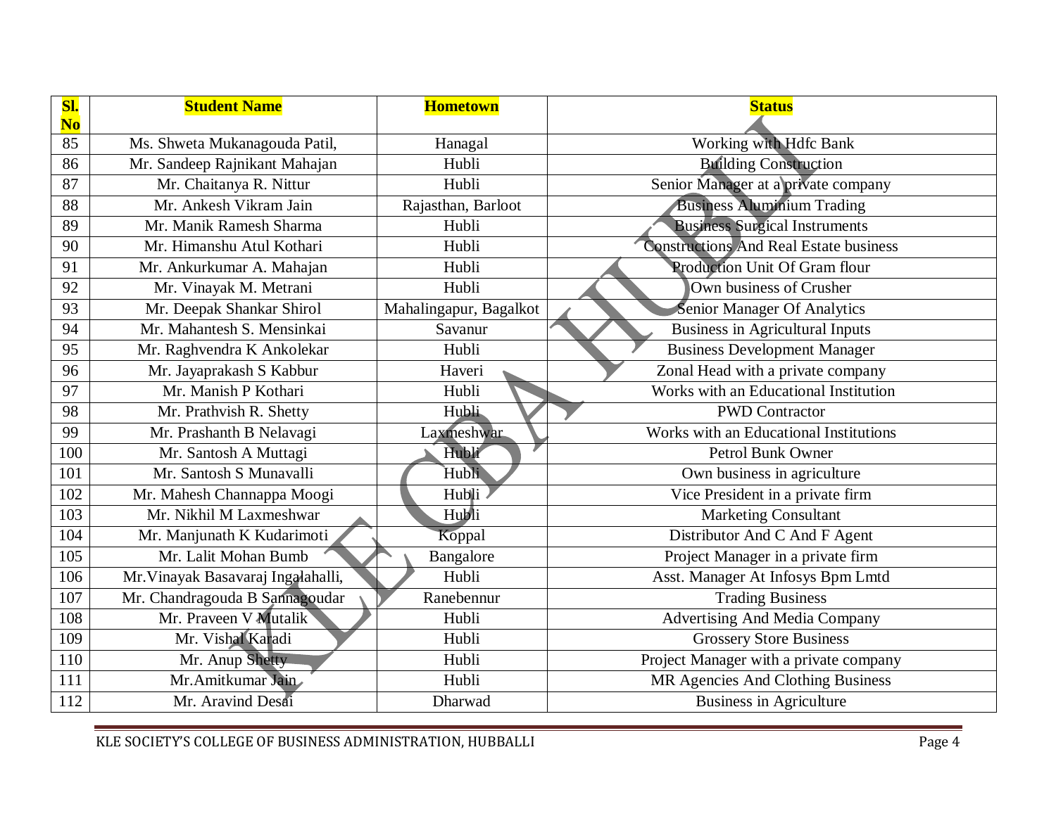| **Sl. No** | **Student Name** | **Hometown** | **Status** |
|---|---|---|---|
| 85 | Ms. Shweta Mukanagouda Patil, | Hanagal | Working with Hdfc Bank |
| 86 | Mr. Sandeep Rajnikant Mahajan | Hubli | Building Construction |
| 87 | Mr. Chaitanya R. Nittur | Hubli | Senior Manager at a private company |
| 88 | Mr. Ankesh Vikram Jain | Rajasthan, Barloot | Business Aluminium Trading |
| 89 | Mr. Manik Ramesh Sharma | Hubli | Business Surgical Instruments |
| 90 | Mr. Himanshu Atul Kothari | Hubli | Constructions And Real Estate business |
| 91 | Mr. Ankurkumar A. Mahajan | Hubli | Production Unit Of Gram flour |
| 92 | Mr. Vinayak M. Metrani | Hubli | Own business of Crusher |
| 93 | Mr. Deepak Shankar Shirol | Mahalingapur, Bagalkot | Senior Manager Of Analytics |
| 94 | Mr. Mahantesh S. Mensinkai | Savanur | Business in Agricultural Inputs |
| 95 | Mr. Raghvendra K Ankolekar | Hubli | Business Development Manager |
| 96 | Mr. Jayaprakash S Kabbur | Haveri | Zonal Head with a private company |
| 97 | Mr. Manish P Kothari | Hubli | Works with an Educational Institution |
| 98 | Mr. Prathvish R. Shetty | Hubli | PWD Contractor |
| 99 | Mr. Prashanth B Nelavagi | Laxmeshwar | Works with an Educational Institutions |
| 100 | Mr. Santosh A Muttagi | Hubli | Petrol Bunk Owner |
| 101 | Mr. Santosh S Munavalli | Hubli | Own business in agriculture |
| 102 | Mr. Mahesh Channappa Moogi | Hubli | Vice President in a private firm |
| 103 | Mr. Nikhil M Laxmeshwar | Hubli | Marketing Consultant |
| 104 | Mr. Manjunath K Kudarimoti | Koppal | Distributor And C And F Agent |
| 105 | Mr. Lalit Mohan Bumb | Bangalore | Project Manager in a private firm |
| 106 | Mr.Vinayak Basavaraj Ingalahalli, | Hubli | Asst. Manager At Infosys Bpm Lmtd |
| 107 | Mr. Chandragouda B Sannagoudar | Ranebennur | Trading Business |
| 108 | Mr. Praveen V Mutalik | Hubli | Advertising And Media Company |
| 109 | Mr. Vishal Karadi | Hubli | Grossery Store Business |
| 110 | Mr. Anup Shetty | Hubli | Project Manager with a private company |
| 111 | Mr.Amitkumar Jain | Hubli | MR Agencies And Clothing Business |
| 112 | Mr. Aravind Desai | Dharwad | Business in Agriculture |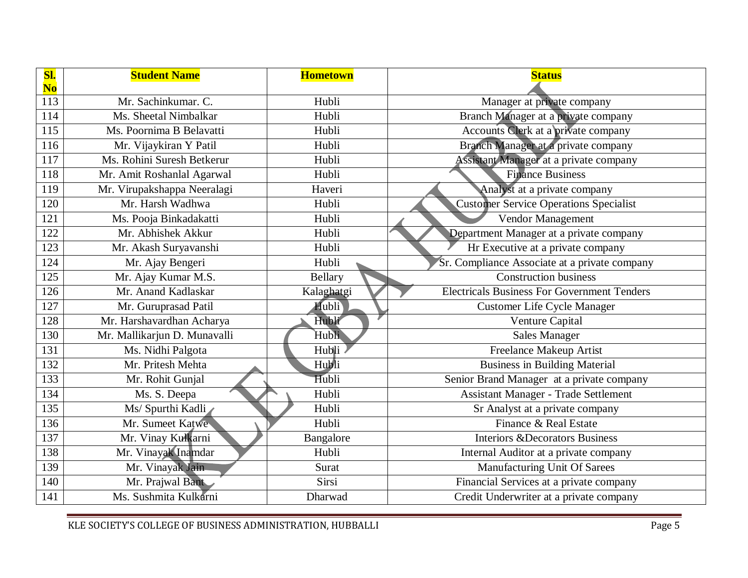| Sl. No | Student Name | Hometown | Status |
|---|---|---|---|
| 113 | Mr. Sachinkumar. C. | Hubli | Manager at private company |
| 114 | Ms. Sheetal Nimbalkar | Hubli | Branch Manager at a private company |
| 115 | Ms. Poornima B Belavatti | Hubli | Accounts Clerk at a private company |
| 116 | Mr. Vijaykiran Y Patil | Hubli | Branch Manager at a private company |
| 117 | Ms. Rohini Suresh Betkerur | Hubli | Assistant Manager at a private company |
| 118 | Mr. Amit Roshanlal Agarwal | Hubli | Finance Business |
| 119 | Mr. Virupakshappa Neeralagi | Haveri | Analyst at a private company |
| 120 | Mr. Harsh Wadhwa | Hubli | Customer Service Operations Specialist |
| 121 | Ms. Pooja Binkadakatti | Hubli | Vendor Management |
| 122 | Mr. Abhishek Akkur | Hubli | Department Manager at a private company |
| 123 | Mr. Akash Suryavanshi | Hubli | Hr Executive at a private company |
| 124 | Mr. Ajay Bengeri | Hubli | Sr. Compliance Associate at a private company |
| 125 | Mr. Ajay Kumar M.S. | Bellary | Construction business |
| 126 | Mr. Anand Kadlaskar | Kalaghatgi | Electricals Business For Government Tenders |
| 127 | Mr. Guruprasad Patil | Hubli | Customer Life Cycle Manager |
| 128 | Mr. Harshavardhan Acharya | Hubli | Venture Capital |
| 130 | Mr. Mallikarjun D. Munavalli | Hubli | Sales Manager |
| 131 | Ms. Nidhi Palgota | Hubli | Freelance Makeup Artist |
| 132 | Mr. Pritesh Mehta | Hubli | Business in Building Material |
| 133 | Mr. Rohit Gunjal | Hubli | Senior Brand Manager at a private company |
| 134 | Ms. S. Deepa | Hubli | Assistant Manager - Trade Settlement |
| 135 | Ms/ Spurthi Kadli | Hubli | Sr Analyst at a private company |
| 136 | Mr. Sumeet Katwe | Hubli | Finance & Real Estate |
| 137 | Mr. Vinay Kulkarni | Bangalore | Interiors &Decorators Business |
| 138 | Mr. Vinayak Inamdar | Hubli | Internal Auditor at a private company |
| 139 | Mr. Vinayak Jain | Surat | Manufacturing Unit Of Sarees |
| 140 | Mr. Prajwal Bant | Sirsi | Financial Services at a private company |
| 141 | Ms. Sushmita Kulkarni | Dharwad | Credit Underwriter at a private company |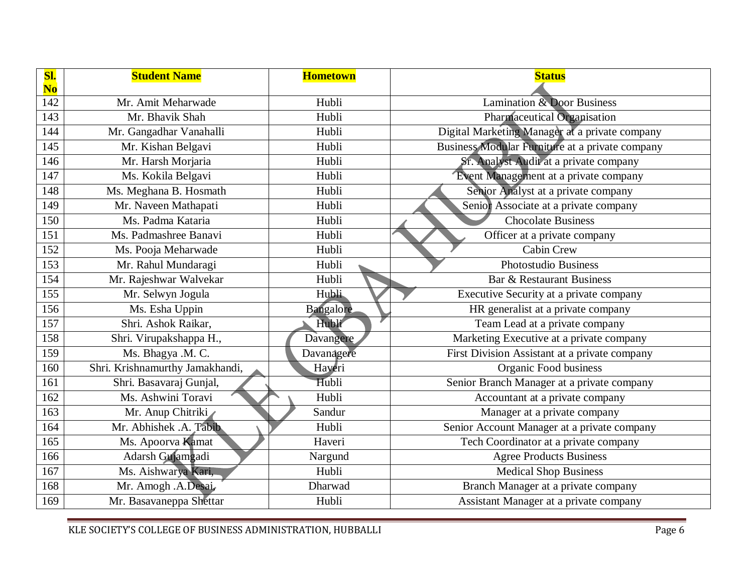| Sl. No | Student Name | Hometown | Status |
|---|---|---|---|
| 142 | Mr. Amit Meharwade | Hubli | Lamination & Door Business |
| 143 | Mr. Bhavik Shah | Hubli | Pharmaceutical Organisation |
| 144 | Mr. Gangadhar Vanahalli | Hubli | Digital Marketing Manager at a private company |
| 145 | Mr. Kishan Belgavi | Hubli | Business Modular Furniture at a private company |
| 146 | Mr. Harsh Morjaria | Hubli | Sr. Analyst Audit at a private company |
| 147 | Ms. Kokila Belgavi | Hubli | Event Management at a private company |
| 148 | Ms. Meghana B. Hosmath | Hubli | Senior Analyst at a private company |
| 149 | Mr. Naveen Mathapati | Hubli | Senior Associate at a private company |
| 150 | Ms. Padma Kataria | Hubli | Chocolate Business |
| 151 | Ms. Padmashree Banavi | Hubli | Officer at a private company |
| 152 | Ms. Pooja Meharwade | Hubli | Cabin Crew |
| 153 | Mr. Rahul Mundaragi | Hubli | Photostudio Business |
| 154 | Mr. Rajeshwar Walvekar | Hubli | Bar & Restaurant Business |
| 155 | Mr. Selwyn Jogula | Hubli | Executive Security at a private company |
| 156 | Ms. Esha Uppin | Bangalore | HR generalist at a private company |
| 157 | Shri. Ashok Raikar, | Hubli | Team Lead at a private company |
| 158 | Shri. Virupakshappa H., | Davangere | Marketing Executive at a private company |
| 159 | Ms. Bhagya .M. C. | Davanagere | First Division Assistant at a private company |
| 160 | Shri. Krishnamurthy Jamakhandi, | Haveri | Organic Food business |
| 161 | Shri. Basavaraj Gunjal, | Hubli | Senior Branch Manager at a private company |
| 162 | Ms. Ashwini Toravi | Hubli | Accountant at a private company |
| 163 | Mr. Anup Chitriki | Sandur | Manager at a private company |
| 164 | Mr. Abhishek .A. Tabib | Hubli | Senior Account Manager at a private company |
| 165 | Ms. Apoorva Kamat | Haveri | Tech Coordinator at a private company |
| 166 | Adarsh Gujamgadi | Nargund | Agree Products Business |
| 167 | Ms. Aishwarya Kari, | Hubli | Medical Shop Business |
| 168 | Mr. Amogh .A.Desai, | Dharwad | Branch Manager at a private company |
| 169 | Mr. Basavaneppa Shettar | Hubli | Assistant Manager at a private company |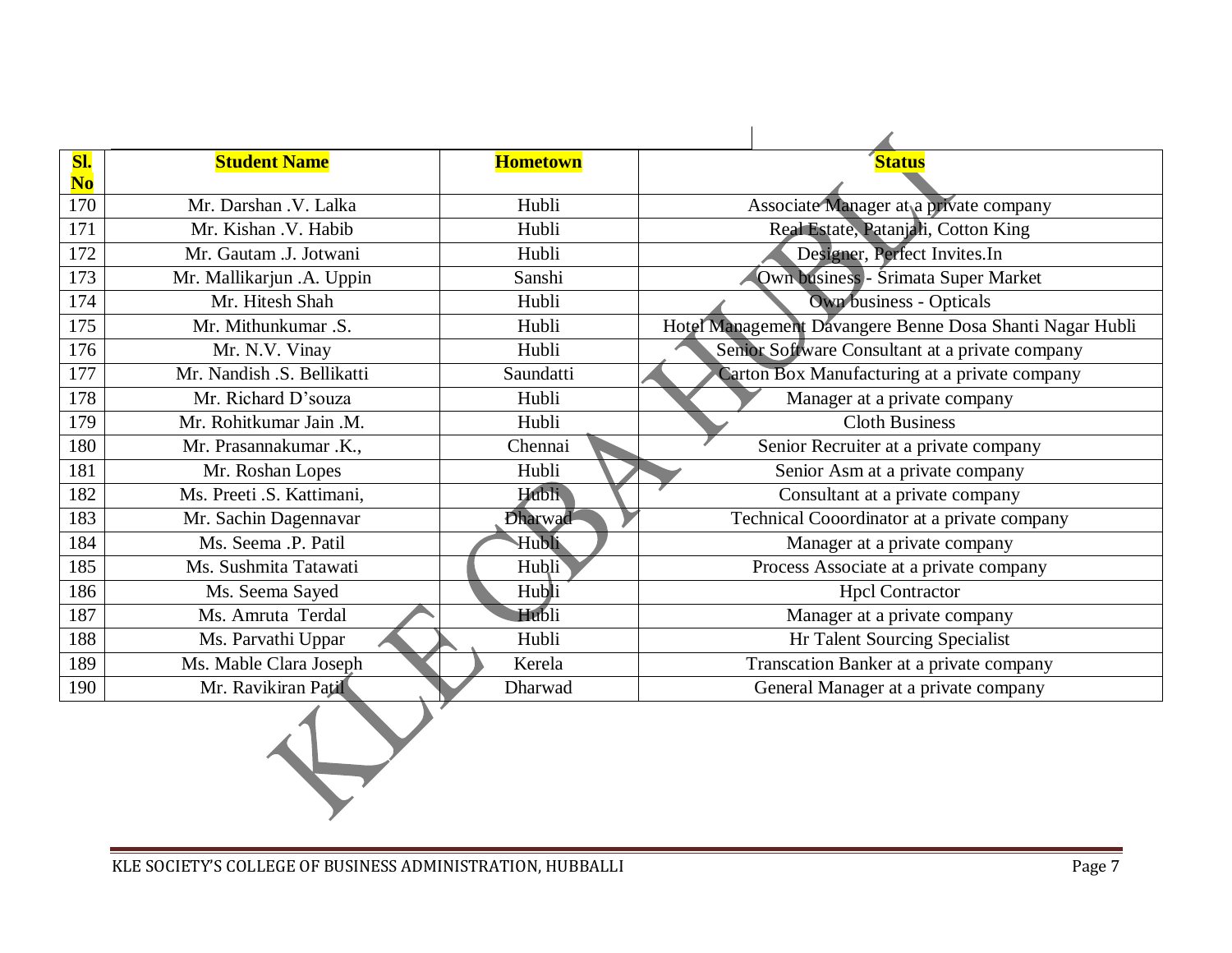| Sl. No | Student Name | Hometown | Status |
|---|---|---|---|
| 170 | Mr. Darshan .V. Lalka | Hubli | Associate Manager at a private company |
| 171 | Mr. Kishan .V. Habib | Hubli | Real Estate, Patanjali, Cotton King |
| 172 | Mr. Gautam .J. Jotwani | Hubli | Designer, Perfect Invites.In |
| 173 | Mr. Mallikarjun .A. Uppin | Sanshi | Own business - Srimata Super Market |
| 174 | Mr. Hitesh Shah | Hubli | Own business - Opticals |
| 175 | Mr. Mithunkumar .S. | Hubli | Hotel Management Davangere Benne Dosa Shanti Nagar Hubli |
| 176 | Mr. N.V. Vinay | Hubli | Senior Software Consultant at a private company |
| 177 | Mr. Nandish .S. Bellikatti | Saundatti | Carton Box Manufacturing at a private company |
| 178 | Mr. Richard D'souza | Hubli | Manager at a private company |
| 179 | Mr. Rohitkumar Jain .M. | Hubli | Cloth Business |
| 180 | Mr. Prasannakumar .K., | Chennai | Senior Recruiter at a private company |
| 181 | Mr. Roshan Lopes | Hubli | Senior Asm at a private company |
| 182 | Ms. Preeti .S. Kattimani, | Hubli | Consultant at a private company |
| 183 | Mr. Sachin Dagennavar | Dharwad | Technical Cooordinator at a private company |
| 184 | Ms. Seema .P. Patil | Hubli | Manager at a private company |
| 185 | Ms. Sushmita Tatawati | Hubli | Process Associate at a private company |
| 186 | Ms. Seema Sayed | Hubli | Hpcl Contractor |
| 187 | Ms. Amruta Terdal | Hubli | Manager at a private company |
| 188 | Ms. Parvathi Uppar | Hubli | Hr Talent Sourcing Specialist |
| 189 | Ms. Mable Clara Joseph | Kerela | Transcation Banker at a private company |
| 190 | Mr. Ravikiran Patil | Dharwad | General Manager at a private company |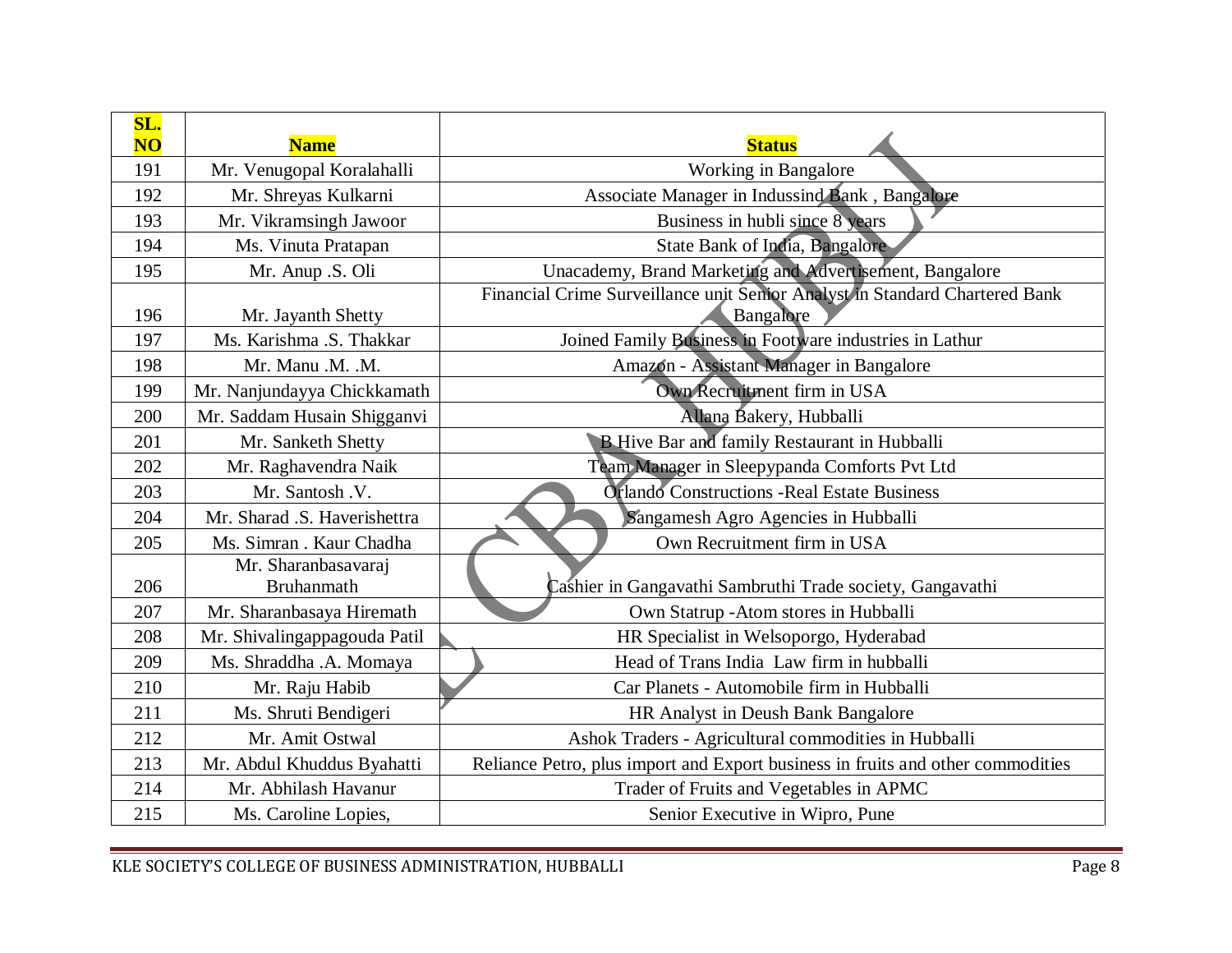| SL. NO | Name | Status |
|---|---|---|
| 191 | Mr. Venugopal Koralahalli | Working in Bangalore |
| 192 | Mr. Shreyas Kulkarni | Associate Manager in Indussind Bank , Bangalore |
| 193 | Mr. Vikramsingh Jawoor | Business in hubli since 8 years |
| 194 | Ms. Vinuta Pratapan | State Bank of India, Bangalore |
| 195 | Mr. Anup .S. Oli | Unacademy, Brand Marketing and Advertisement, Bangalore |
| 196 | Mr. Jayanth Shetty | Financial Crime Surveillance unit Senior Analyst in Standard Chartered Bank Bangalore |
| 197 | Ms. Karishma .S. Thakkar | Joined Family Business in Footware industries in Lathur |
| 198 | Mr. Manu .M. .M. | Amazon - Assistant Manager in Bangalore |
| 199 | Mr. Nanjundayya Chickkamath | Own Recruitment firm in USA |
| 200 | Mr. Saddam Husain Shigganvi | Allana Bakery, Hubballi |
| 201 | Mr. Sanketh Shetty | B Hive Bar and family Restaurant in Hubballi |
| 202 | Mr. Raghavendra Naik | Team Manager in Sleepypanda Comforts Pvt Ltd |
| 203 | Mr. Santosh .V. | Orlando Constructions -Real Estate Business |
| 204 | Mr. Sharad .S. Haverishettra | Sangamesh Agro Agencies in Hubballi |
| 205 | Ms. Simran . Kaur Chadha | Own Recruitment firm in USA |
| 206 | Mr. Sharanbasavaraj Bruhanmath | Cashier in Gangavathi Sambruthi Trade society, Gangavathi |
| 207 | Mr. Sharanbasaya Hiremath | Own Statrup -Atom stores in Hubballi |
| 208 | Mr. Shivalingappagouda Patil | HR Specialist in Welsoporgo, Hyderabad |
| 209 | Ms. Shraddha .A. Momaya | Head of Trans India Law firm in hubballi |
| 210 | Mr. Raju Habib | Car Planets - Automobile firm in Hubballi |
| 211 | Ms. Shruti Bendigeri | HR Analyst in Deush Bank Bangalore |
| 212 | Mr. Amit Ostwal | Ashok Traders - Agricultural commodities in Hubballi |
| 213 | Mr. Abdul Khuddus Byahatti | Reliance Petro, plus import and Export business in fruits and other commodities |
| 214 | Mr. Abhilash Havanur | Trader of Fruits and Vegetables in APMC |
| 215 | Ms. Caroline Lopies, | Senior Executive in Wipro, Pune |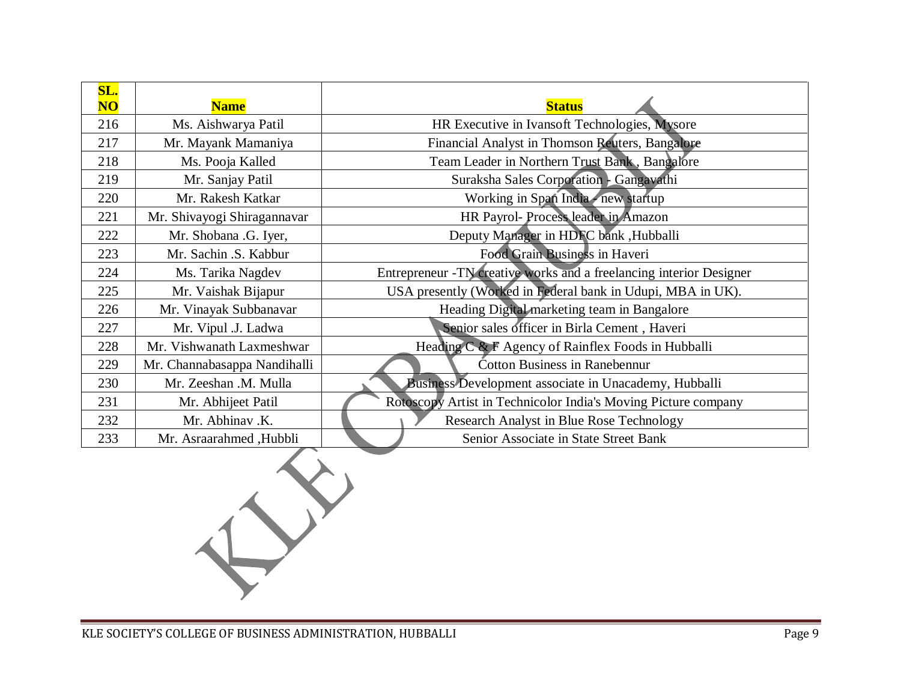| SL. NO | Name | Status |
|---|---|---|
| 216 | Ms. Aishwarya Patil | HR Executive in Ivansoft Technologies, Mysore |
| 217 | Mr. Mayank Mamaniya | Financial Analyst in Thomson Reuters, Bangalore |
| 218 | Ms. Pooja Kalled | Team Leader in Northern Trust Bank , Bangalore |
| 219 | Mr. Sanjay Patil | Suraksha Sales Corporation - Gangavathi |
| 220 | Mr. Rakesh Katkar | Working in Span India - new startup |
| 221 | Mr. Shivayogi Shiragannavar | HR Payrol- Process leader in Amazon |
| 222 | Mr. Shobana .G. Iyer, | Deputy Manager in HDFC bank ,Hubballi |
| 223 | Mr. Sachin .S. Kabbur | Food Grain Business in Haveri |
| 224 | Ms. Tarika Nagdev | Entrepreneur -TN creative works and a freelancing interior Designer |
| 225 | Mr. Vaishak Bijapur | USA presently (Worked in Federal bank in Udupi, MBA in UK). |
| 226 | Mr. Vinayak Subbanavar | Heading Digital marketing team in Bangalore |
| 227 | Mr. Vipul .J. Ladwa | Senior sales officer in Birla Cement , Haveri |
| 228 | Mr. Vishwanath Laxmeshwar | Heading C & F Agency of Rainflex Foods in Hubballi |
| 229 | Mr. Channabasappa Nandihalli | Cotton Business in Ranebennur |
| 230 | Mr. Zeeshan .M. Mulla | Business Development associate in Unacademy, Hubballi |
| 231 | Mr. Abhijeet Patil | Rotoscopy Artist in Technicolor India's Moving Picture company |
| 232 | Mr. Abhinav .K. | Research Analyst in Blue Rose Technology |
| 233 | Mr. Asraarahmed ,Hubbli | Senior Associate in State Street Bank |